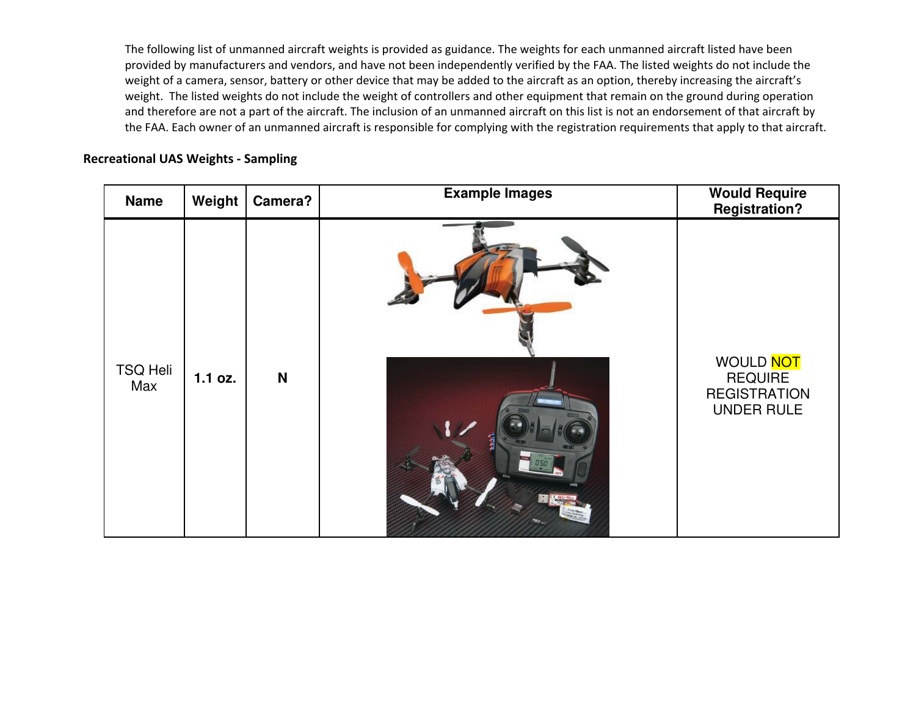The following list of unmanned aircraft weights is provided as guidance. The weights for each unmanned aircraft listed have been provided by manufacturers and vendors, and have not been independently verified by the FAA. The listed weights do not include the weight of a camera, sensor, battery or other device that may be added to the aircraft as an option, thereby increasing the aircraft's weight. The listed weights do not include the weight of controllers and other equipment that remain on the ground during operation and therefore are not a part of the aircraft. The inclusion of an unmanned aircraft on this list is not an endorsement of that aircraft by the FAA. Each owner of an unmanned aircraft is responsible for complying with the registration requirements that apply to that aircraft.

**Recreational UAS Weights - Sampling**

| Name | Weight | Camera? | Example Images | Would Require Registration? |
|---|---|---|---|---|
| TSQ Heli Max | **1.1 oz.** | **N** | | WOULD NOT REQUIRE REGISTRATION UNDER RULE |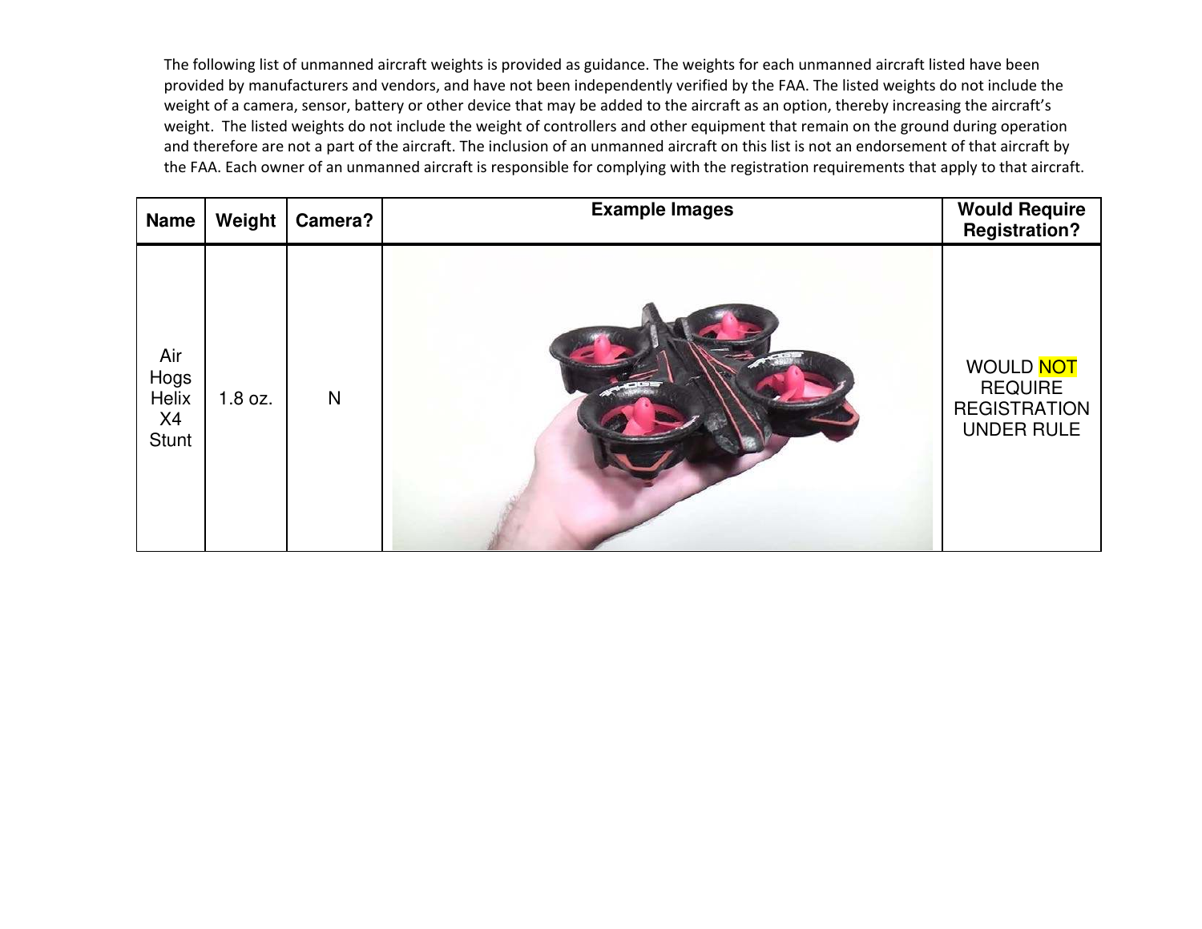The following list of unmanned aircraft weights is provided as guidance. The weights for each unmanned aircraft listed have been provided by manufacturers and vendors, and have not been independently verified by the FAA. The listed weights do not include the weight of a camera, sensor, battery or other device that may be added to the aircraft as an option, thereby increasing the aircraft's weight. The listed weights do not include the weight of controllers and other equipment that remain on the ground during operation and therefore are not a part of the aircraft. The inclusion of an unmanned aircraft on this list is not an endorsement of that aircraft by the FAA. Each owner of an unmanned aircraft is responsible for complying with the registration requirements that apply to that aircraft.

| Name | Weight | Camera? | Example Images | Would Require Registration? |
|---|---|---|---|---|
| Air Hogs Helix X4 Stunt | 1.8 oz. | N | | WOULD NOT REQUIRE REGISTRATION UNDER RULE |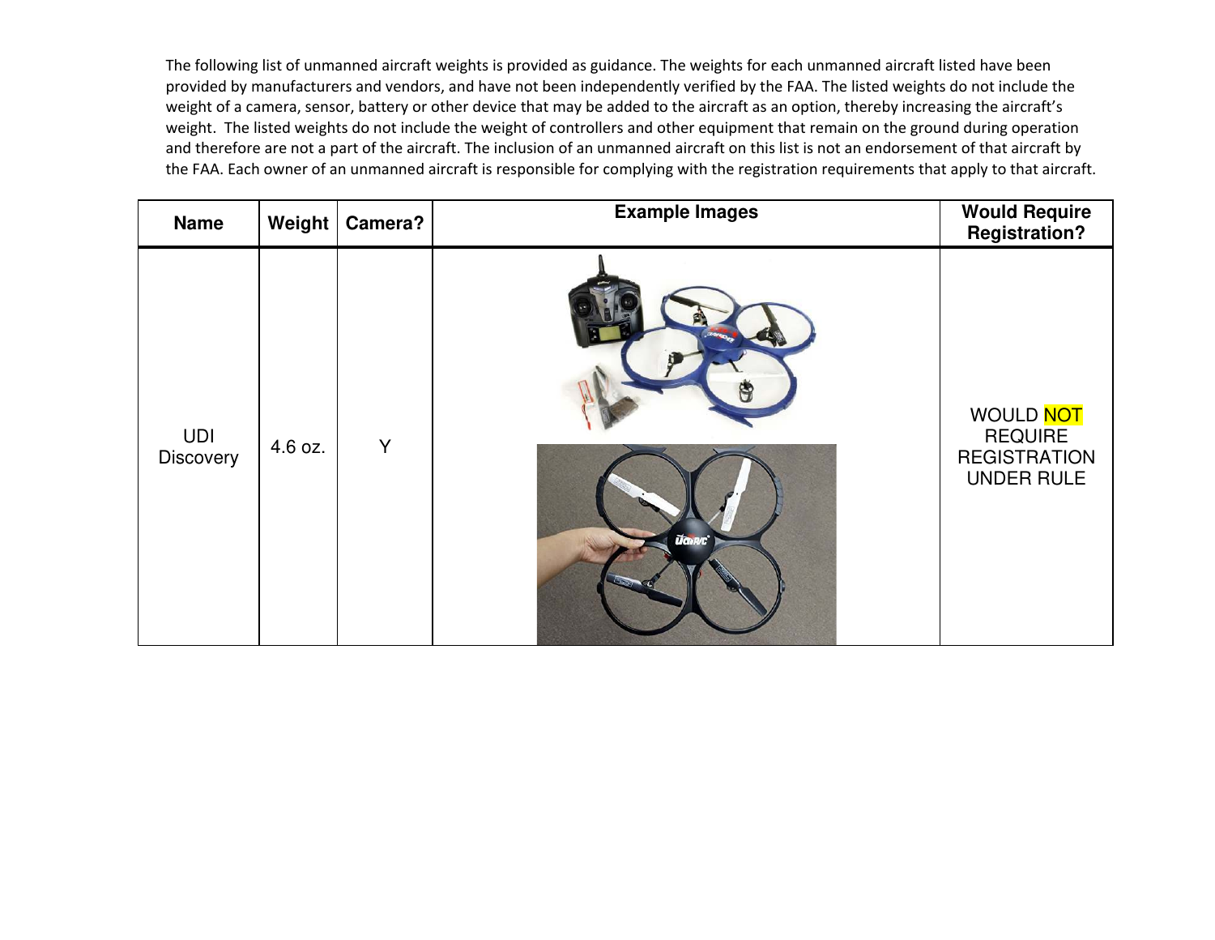The following list of unmanned aircraft weights is provided as guidance. The weights for each unmanned aircraft listed have been provided by manufacturers and vendors, and have not been independently verified by the FAA. The listed weights do not include the weight of a camera, sensor, battery or other device that may be added to the aircraft as an option, thereby increasing the aircraft's weight. The listed weights do not include the weight of controllers and other equipment that remain on the ground during operation and therefore are not a part of the aircraft. The inclusion of an unmanned aircraft on this list is not an endorsement of that aircraft by the FAA. Each owner of an unmanned aircraft is responsible for complying with the registration requirements that apply to that aircraft.

| Name | Weight | Camera? | Example Images | Would Require Registration? |
| --- | --- | --- | --- | --- |
| UDI Discovery | 4.6 oz. | Y | | WOULD NOT REQUIRE REGISTRATION UNDER RULE |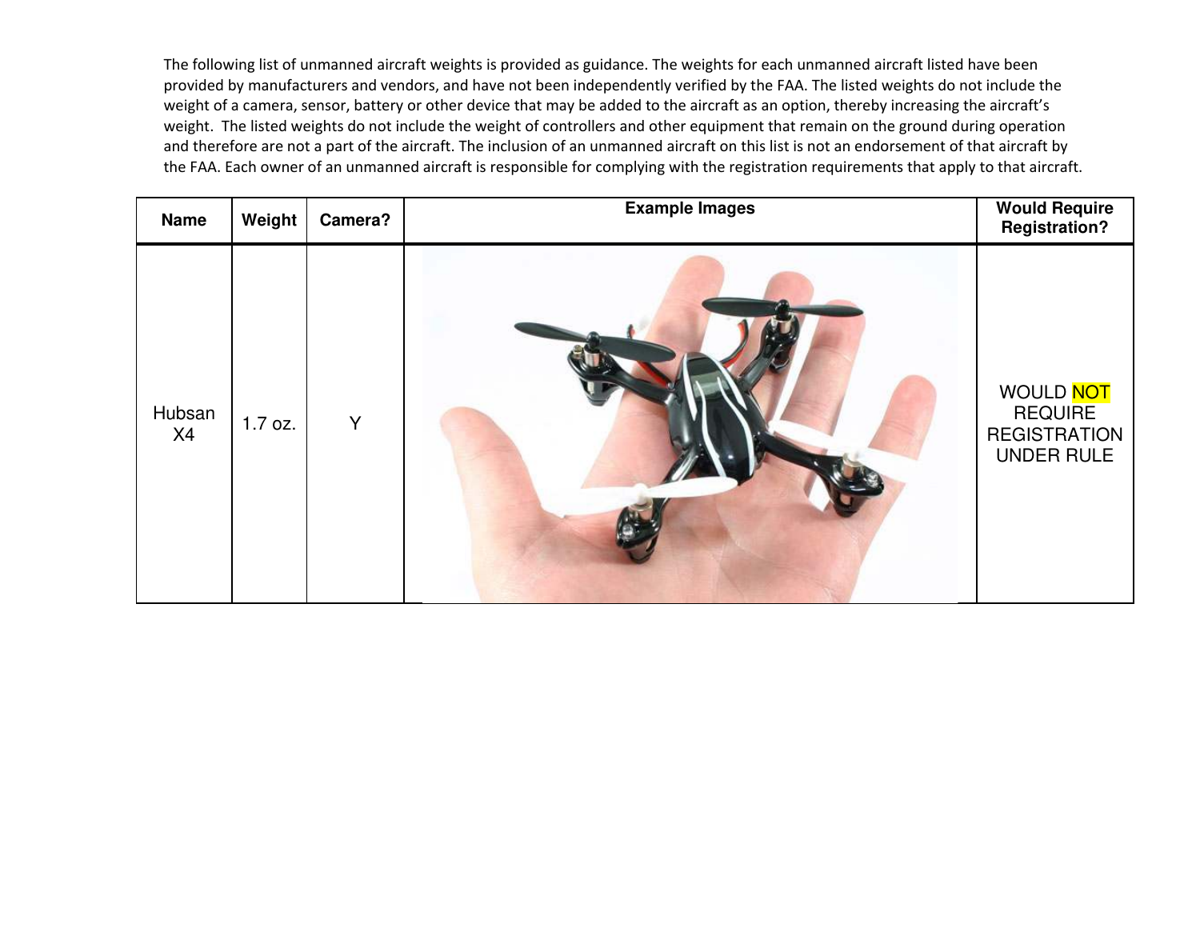The following list of unmanned aircraft weights is provided as guidance. The weights for each unmanned aircraft listed have been provided by manufacturers and vendors, and have not been independently verified by the FAA. The listed weights do not include the weight of a camera, sensor, battery or other device that may be added to the aircraft as an option, thereby increasing the aircraft's weight. The listed weights do not include the weight of controllers and other equipment that remain on the ground during operation and therefore are not a part of the aircraft. The inclusion of an unmanned aircraft on this list is not an endorsement of that aircraft by the FAA. Each owner of an unmanned aircraft is responsible for complying with the registration requirements that apply to that aircraft.

| Name | Weight | Camera? | Example Images | Would Require Registration? |
|---|---|---|---|---|
| Hubsan X4 | 1.7 oz. | Y | | WOULD NOT REQUIRE REGISTRATION UNDER RULE |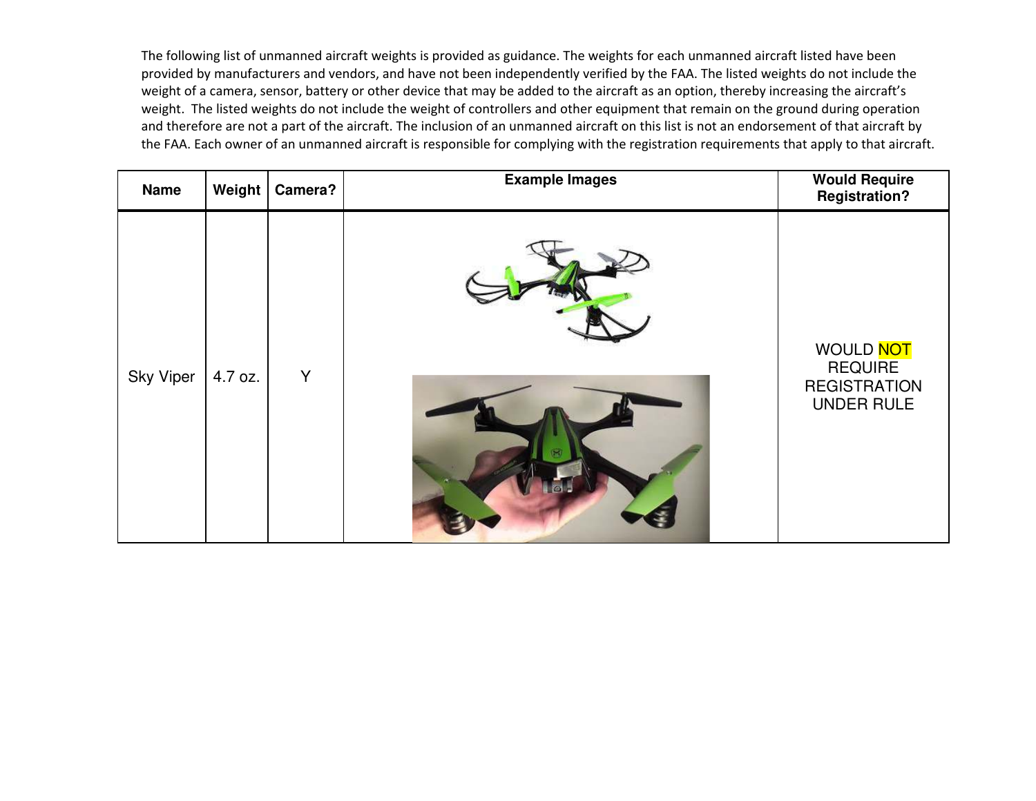The following list of unmanned aircraft weights is provided as guidance. The weights for each unmanned aircraft listed have been provided by manufacturers and vendors, and have not been independently verified by the FAA. The listed weights do not include the weight of a camera, sensor, battery or other device that may be added to the aircraft as an option, thereby increasing the aircraft's weight. The listed weights do not include the weight of controllers and other equipment that remain on the ground during operation and therefore are not a part of the aircraft. The inclusion of an unmanned aircraft on this list is not an endorsement of that aircraft by the FAA. Each owner of an unmanned aircraft is responsible for complying with the registration requirements that apply to that aircraft.

| Name | Weight | Camera? | Example Images | Would Require Registration? |
| --- | --- | --- | --- | --- |
| Sky Viper | 4.7 oz. | Y | | WOULD NOT REQUIRE REGISTRATION UNDER RULE |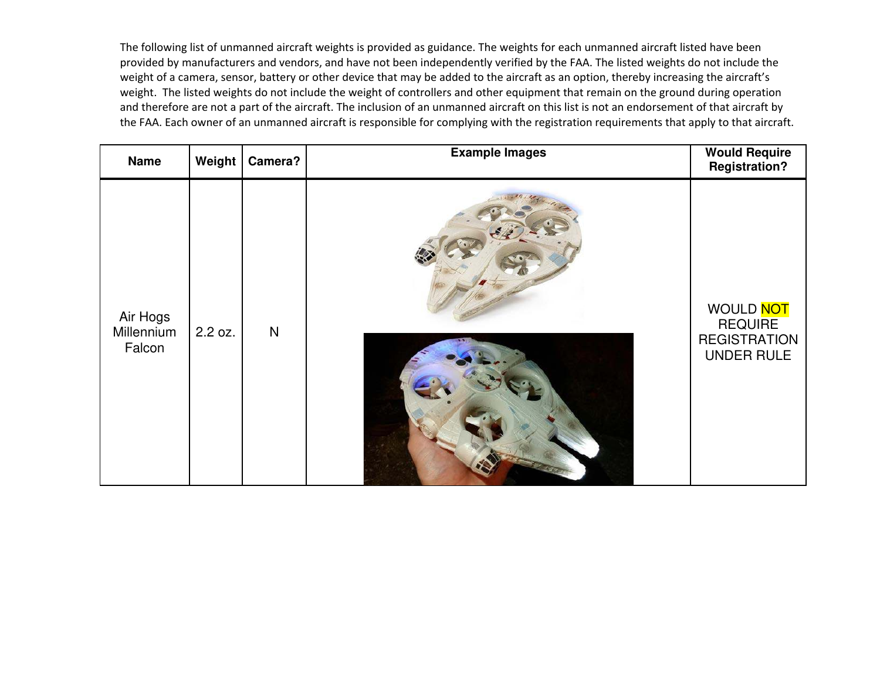The following list of unmanned aircraft weights is provided as guidance. The weights for each unmanned aircraft listed have been provided by manufacturers and vendors, and have not been independently verified by the FAA. The listed weights do not include the weight of a camera, sensor, battery or other device that may be added to the aircraft as an option, thereby increasing the aircraft's weight. The listed weights do not include the weight of controllers and other equipment that remain on the ground during operation and therefore are not a part of the aircraft. The inclusion of an unmanned aircraft on this list is not an endorsement of that aircraft by the FAA. Each owner of an unmanned aircraft is responsible for complying with the registration requirements that apply to that aircraft.

| Name | Weight | Camera? | Example Images | Would Require Registration? |
|---|---|---|---|---|
| Air Hogs Millennium Falcon | 2.2 oz. | N | | WOULD NOT REQUIRE REGISTRATION UNDER RULE |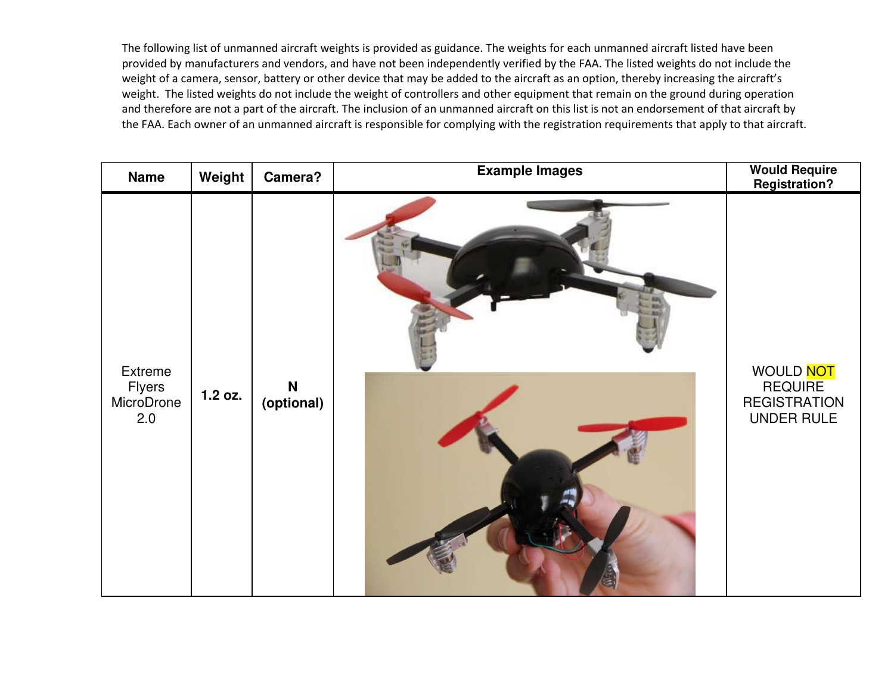The following list of unmanned aircraft weights is provided as guidance. The weights for each unmanned aircraft listed have been provided by manufacturers and vendors, and have not been independently verified by the FAA. The listed weights do not include the weight of a camera, sensor, battery or other device that may be added to the aircraft as an option, thereby increasing the aircraft's weight. The listed weights do not include the weight of controllers and other equipment that remain on the ground during operation and therefore are not a part of the aircraft. The inclusion of an unmanned aircraft on this list is not an endorsement of that aircraft by the FAA. Each owner of an unmanned aircraft is responsible for complying with the registration requirements that apply to that aircraft.

| Name | Weight | Camera? | Example Images | Would Require Registration? |
|---|---|---|---|---|
| Extreme Flyers MicroDrone 2.0 | **1.2 oz.** | **N (optional)** | | WOULD NOT REQUIRE REGISTRATION UNDER RULE |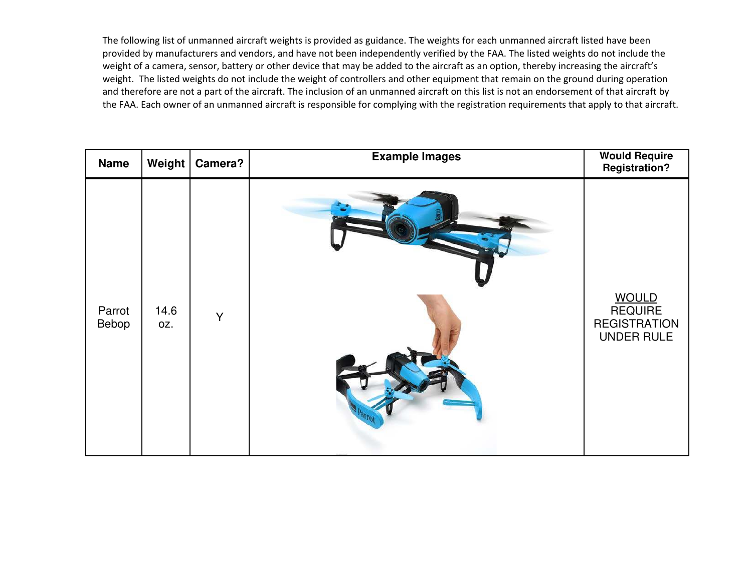The following list of unmanned aircraft weights is provided as guidance. The weights for each unmanned aircraft listed have been provided by manufacturers and vendors, and have not been independently verified by the FAA. The listed weights do not include the weight of a camera, sensor, battery or other device that may be added to the aircraft as an option, thereby increasing the aircraft's weight. The listed weights do not include the weight of controllers and other equipment that remain on the ground during operation and therefore are not a part of the aircraft. The inclusion of an unmanned aircraft on this list is not an endorsement of that aircraft by the FAA. Each owner of an unmanned aircraft is responsible for complying with the registration requirements that apply to that aircraft.

| Name | Weight | Camera? | Example Images | Would Require Registration? |
|---|---|---|---|---|
| Parrot Bebop | 14.6 oz. | Y | | WOULD REQUIRE REGISTRATION UNDER RULE |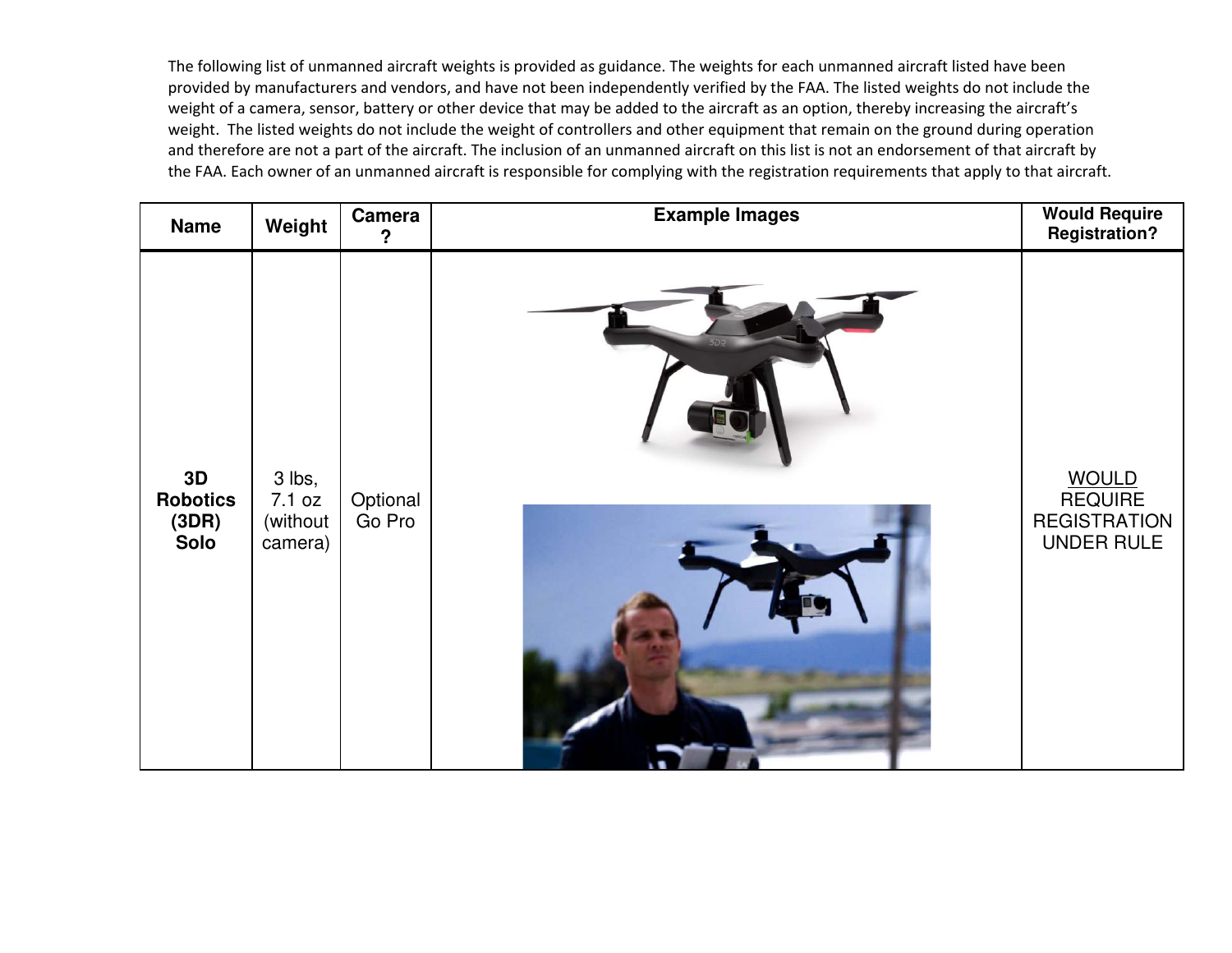The following list of unmanned aircraft weights is provided as guidance. The weights for each unmanned aircraft listed have been provided by manufacturers and vendors, and have not been independently verified by the FAA. The listed weights do not include the weight of a camera, sensor, battery or other device that may be added to the aircraft as an option, thereby increasing the aircraft's weight. The listed weights do not include the weight of controllers and other equipment that remain on the ground during operation and therefore are not a part of the aircraft. The inclusion of an unmanned aircraft on this list is not an endorsement of that aircraft by the FAA. Each owner of an unmanned aircraft is responsible for complying with the registration requirements that apply to that aircraft.

| Name | Weight | Camera ? | Example Images | Would Require Registration? |
|---|---|---|---|---|
| **3D Robotics (3DR) Solo** | 3 lbs, 7.1 oz (without camera) | Optional Go Pro | | WOULD REQUIRE REGISTRATION UNDER RULE |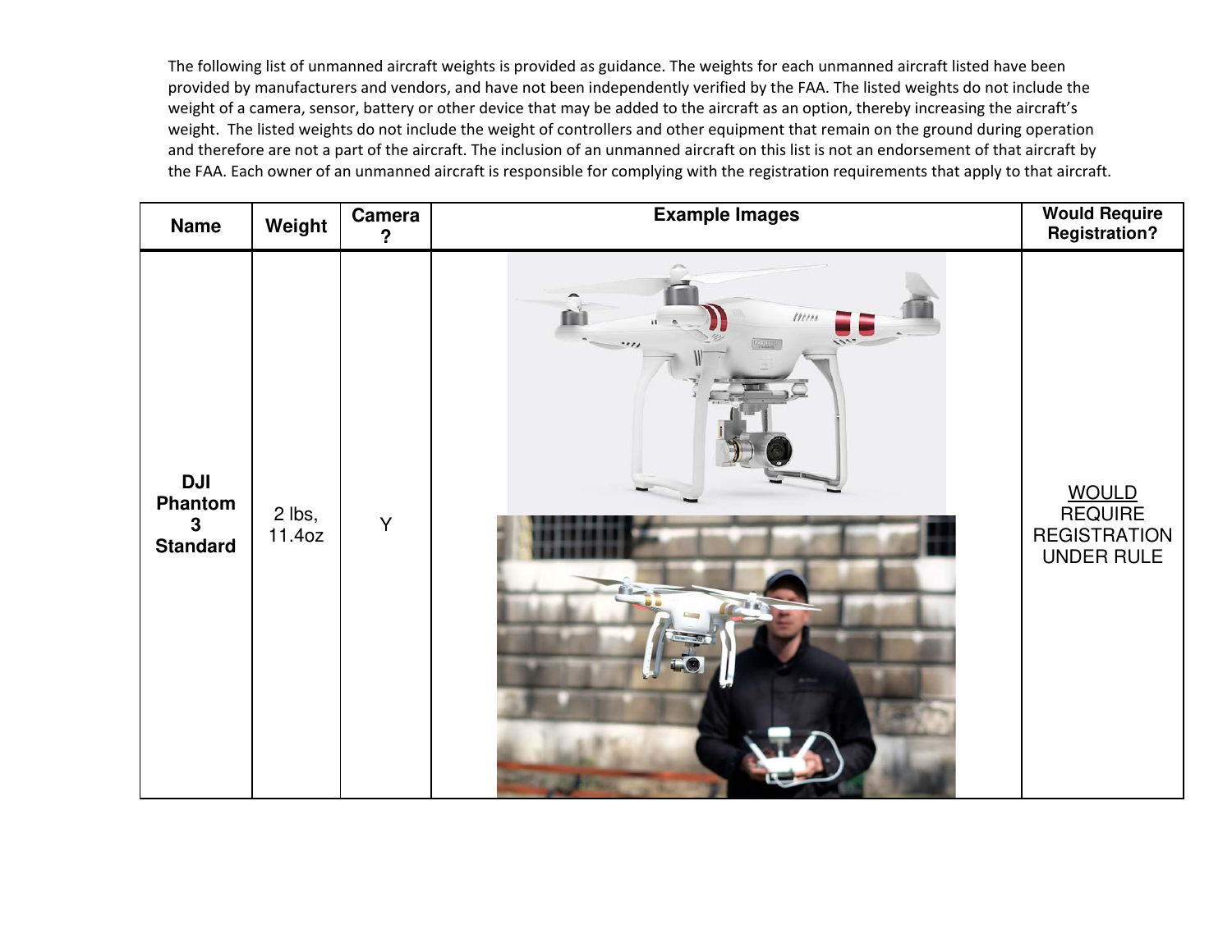The following list of unmanned aircraft weights is provided as guidance. The weights for each unmanned aircraft listed have been provided by manufacturers and vendors, and have not been independently verified by the FAA. The listed weights do not include the weight of a camera, sensor, battery or other device that may be added to the aircraft as an option, thereby increasing the aircraft's weight. The listed weights do not include the weight of controllers and other equipment that remain on the ground during operation and therefore are not a part of the aircraft. The inclusion of an unmanned aircraft on this list is not an endorsement of that aircraft by the FAA. Each owner of an unmanned aircraft is responsible for complying with the registration requirements that apply to that aircraft.

| Name | Weight | Camera ? | Example Images | Would Require Registration? |
|---|---|---|---|---|
| **DJI Phantom 3 Standard** | 2 lbs, 11.4oz | Y | | WOULD REQUIRE REGISTRATION UNDER RULE |